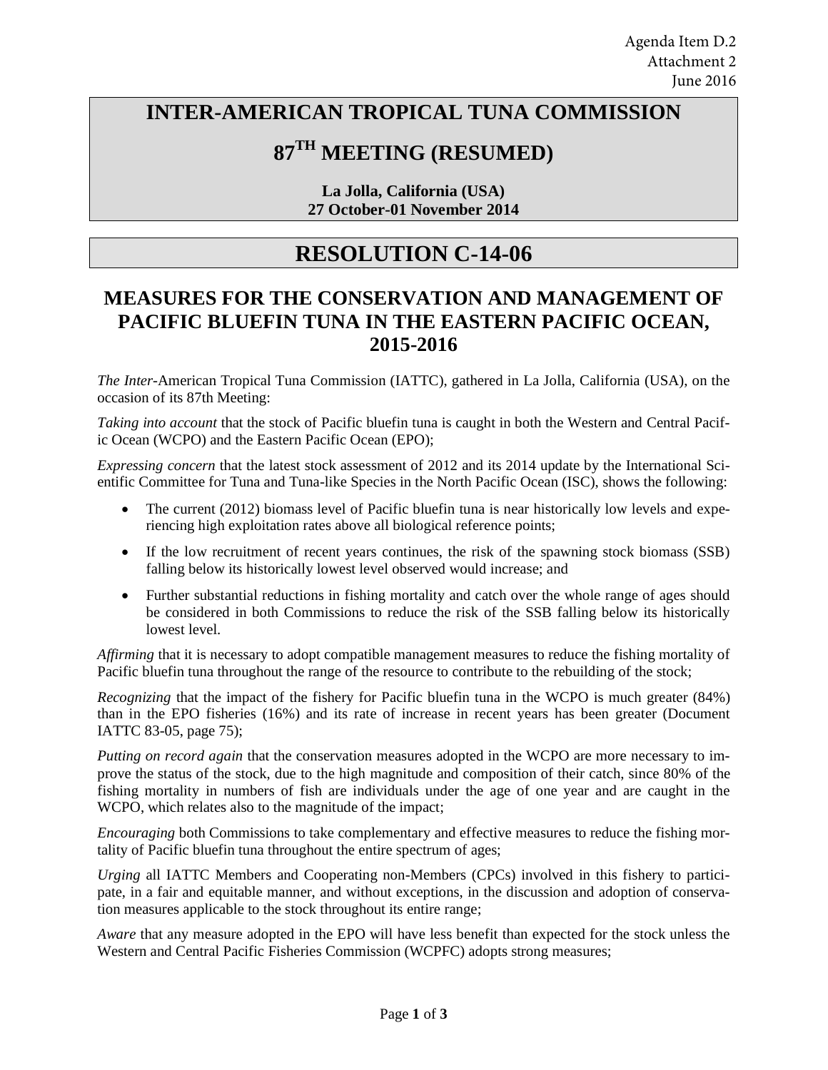Agenda Item D.2
Attachment 2
June 2016

# INTER-AMERICAN TROPICAL TUNA COMMISSION

# 87TH MEETING (RESUMED)

**La Jolla, California (USA)**
**27 October-01 November 2014**

# RESOLUTION C-14-06

## MEASURES FOR THE CONSERVATION AND MANAGEMENT OF PACIFIC BLUEFIN TUNA IN THE EASTERN PACIFIC OCEAN, 2015-2016

*The Inter-*American Tropical Tuna Commission (IATTC), gathered in La Jolla, California (USA), on the occasion of its 87th Meeting:

*Taking into account* that the stock of Pacific bluefin tuna is caught in both the Western and Central Pacific Ocean (WCPO) and the Eastern Pacific Ocean (EPO);

*Expressing concern* that the latest stock assessment of 2012 and its 2014 update by the International Scientific Committee for Tuna and Tuna-like Species in the North Pacific Ocean (ISC), shows the following:

- The current (2012) biomass level of Pacific bluefin tuna is near historically low levels and experiencing high exploitation rates above all biological reference points;
- If the low recruitment of recent years continues, the risk of the spawning stock biomass (SSB) falling below its historically lowest level observed would increase; and
- Further substantial reductions in fishing mortality and catch over the whole range of ages should be considered in both Commissions to reduce the risk of the SSB falling below its historically lowest level.

*Affirming* that it is necessary to adopt compatible management measures to reduce the fishing mortality of Pacific bluefin tuna throughout the range of the resource to contribute to the rebuilding of the stock;

*Recognizing* that the impact of the fishery for Pacific bluefin tuna in the WCPO is much greater (84%) than in the EPO fisheries (16%) and its rate of increase in recent years has been greater (Document IATTC 83-05, page 75);

*Putting on record again* that the conservation measures adopted in the WCPO are more necessary to improve the status of the stock, due to the high magnitude and composition of their catch, since 80% of the fishing mortality in numbers of fish are individuals under the age of one year and are caught in the WCPO, which relates also to the magnitude of the impact;

*Encouraging* both Commissions to take complementary and effective measures to reduce the fishing mortality of Pacific bluefin tuna throughout the entire spectrum of ages;

*Urging* all IATTC Members and Cooperating non-Members (CPCs) involved in this fishery to participate, in a fair and equitable manner, and without exceptions, in the discussion and adoption of conservation measures applicable to the stock throughout its entire range;

*Aware* that any measure adopted in the EPO will have less benefit than expected for the stock unless the Western and Central Pacific Fisheries Commission (WCPFC) adopts strong measures;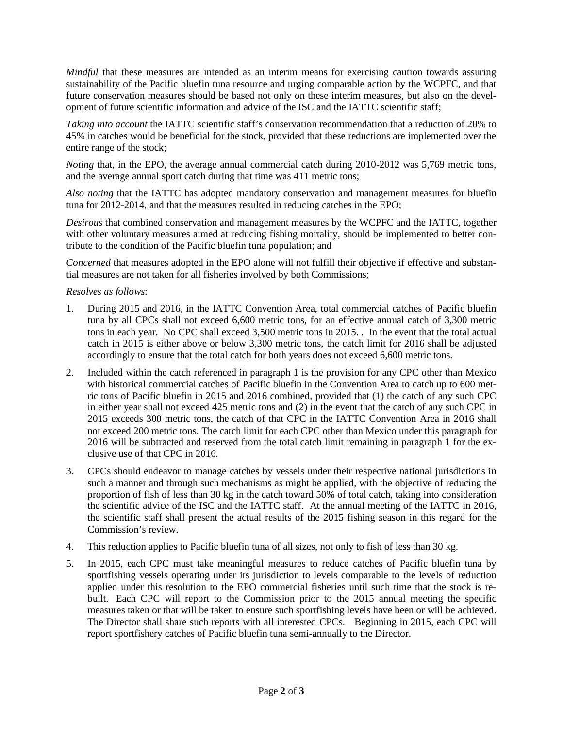*Mindful* that these measures are intended as an interim means for exercising caution towards assuring sustainability of the Pacific bluefin tuna resource and urging comparable action by the WCPFC, and that future conservation measures should be based not only on these interim measures, but also on the development of future scientific information and advice of the ISC and the IATTC scientific staff;

*Taking into account* the IATTC scientific staff's conservation recommendation that a reduction of 20% to 45% in catches would be beneficial for the stock, provided that these reductions are implemented over the entire range of the stock;

*Noting* that, in the EPO, the average annual commercial catch during 2010-2012 was 5,769 metric tons, and the average annual sport catch during that time was 411 metric tons;

*Also noting* that the IATTC has adopted mandatory conservation and management measures for bluefin tuna for 2012-2014, and that the measures resulted in reducing catches in the EPO;

*Desirous* that combined conservation and management measures by the WCPFC and the IATTC, together with other voluntary measures aimed at reducing fishing mortality, should be implemented to better contribute to the condition of the Pacific bluefin tuna population; and

*Concerned* that measures adopted in the EPO alone will not fulfill their objective if effective and substantial measures are not taken for all fisheries involved by both Commissions;

*Resolves as follows*:

1. During 2015 and 2016, in the IATTC Convention Area, total commercial catches of Pacific bluefin tuna by all CPCs shall not exceed 6,600 metric tons, for an effective annual catch of 3,300 metric tons in each year. No CPC shall exceed 3,500 metric tons in 2015. . In the event that the total actual catch in 2015 is either above or below 3,300 metric tons, the catch limit for 2016 shall be adjusted accordingly to ensure that the total catch for both years does not exceed 6,600 metric tons.

2. Included within the catch referenced in paragraph 1 is the provision for any CPC other than Mexico with historical commercial catches of Pacific bluefin in the Convention Area to catch up to 600 metric tons of Pacific bluefin in 2015 and 2016 combined, provided that (1) the catch of any such CPC in either year shall not exceed 425 metric tons and (2) in the event that the catch of any such CPC in 2015 exceeds 300 metric tons, the catch of that CPC in the IATTC Convention Area in 2016 shall not exceed 200 metric tons. The catch limit for each CPC other than Mexico under this paragraph for 2016 will be subtracted and reserved from the total catch limit remaining in paragraph 1 for the exclusive use of that CPC in 2016.

3. CPCs should endeavor to manage catches by vessels under their respective national jurisdictions in such a manner and through such mechanisms as might be applied, with the objective of reducing the proportion of fish of less than 30 kg in the catch toward 50% of total catch, taking into consideration the scientific advice of the ISC and the IATTC staff. At the annual meeting of the IATTC in 2016, the scientific staff shall present the actual results of the 2015 fishing season in this regard for the Commission's review.

4. This reduction applies to Pacific bluefin tuna of all sizes, not only to fish of less than 30 kg.

5. In 2015, each CPC must take meaningful measures to reduce catches of Pacific bluefin tuna by sportfishing vessels operating under its jurisdiction to levels comparable to the levels of reduction applied under this resolution to the EPO commercial fisheries until such time that the stock is rebuilt. Each CPC will report to the Commission prior to the 2015 annual meeting the specific measures taken or that will be taken to ensure such sportfishing levels have been or will be achieved. The Director shall share such reports with all interested CPCs. Beginning in 2015, each CPC will report sportfishery catches of Pacific bluefin tuna semi-annually to the Director.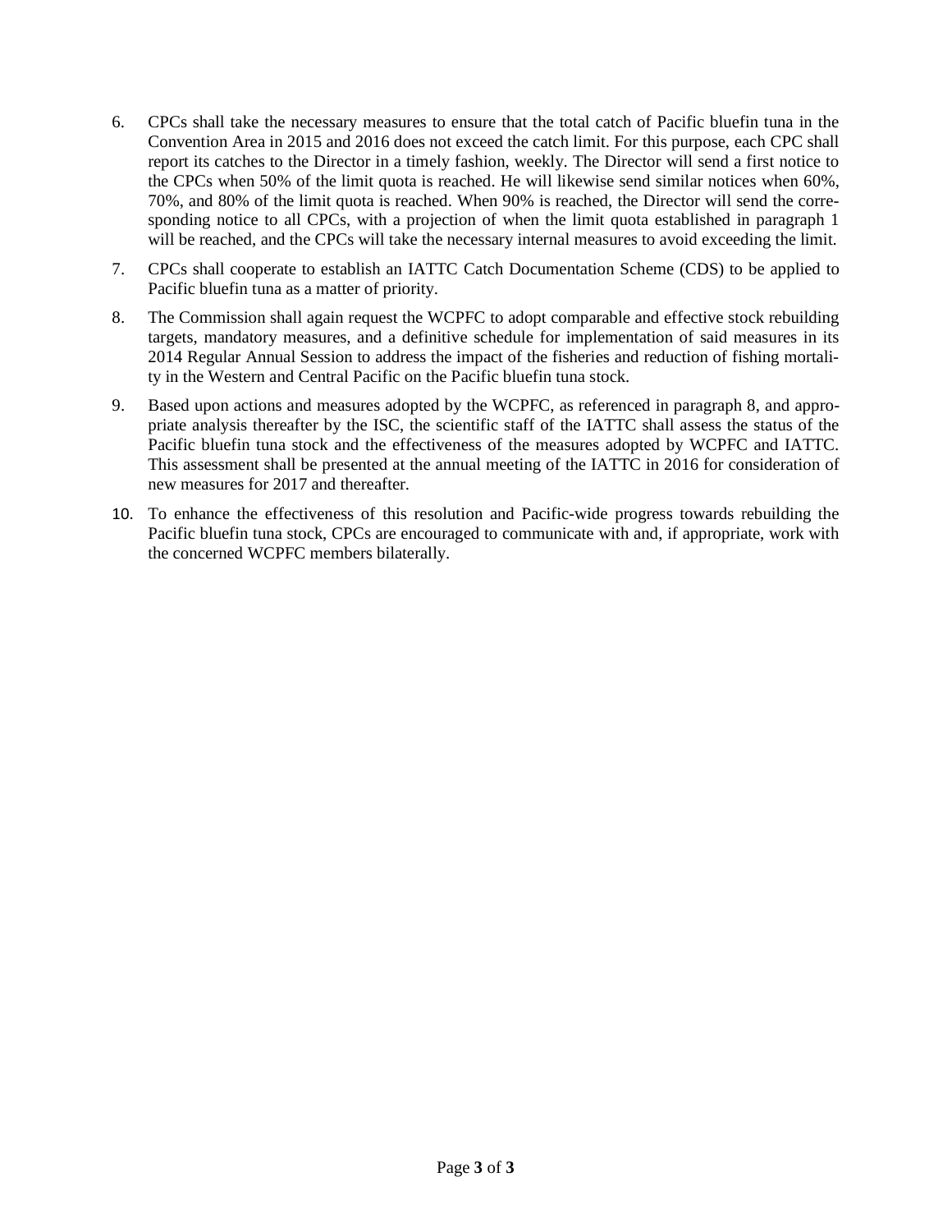6. CPCs shall take the necessary measures to ensure that the total catch of Pacific bluefin tuna in the Convention Area in 2015 and 2016 does not exceed the catch limit. For this purpose, each CPC shall report its catches to the Director in a timely fashion, weekly. The Director will send a first notice to the CPCs when 50% of the limit quota is reached. He will likewise send similar notices when 60%, 70%, and 80% of the limit quota is reached. When 90% is reached, the Director will send the corresponding notice to all CPCs, with a projection of when the limit quota established in paragraph 1 will be reached, and the CPCs will take the necessary internal measures to avoid exceeding the limit.

7. CPCs shall cooperate to establish an IATTC Catch Documentation Scheme (CDS) to be applied to Pacific bluefin tuna as a matter of priority.

8. The Commission shall again request the WCPFC to adopt comparable and effective stock rebuilding targets, mandatory measures, and a definitive schedule for implementation of said measures in its 2014 Regular Annual Session to address the impact of the fisheries and reduction of fishing mortality in the Western and Central Pacific on the Pacific bluefin tuna stock.

9. Based upon actions and measures adopted by the WCPFC, as referenced in paragraph 8, and appropriate analysis thereafter by the ISC, the scientific staff of the IATTC shall assess the status of the Pacific bluefin tuna stock and the effectiveness of the measures adopted by WCPFC and IATTC. This assessment shall be presented at the annual meeting of the IATTC in 2016 for consideration of new measures for 2017 and thereafter.

10. To enhance the effectiveness of this resolution and Pacific-wide progress towards rebuilding the Pacific bluefin tuna stock, CPCs are encouraged to communicate with and, if appropriate, work with the concerned WCPFC members bilaterally.